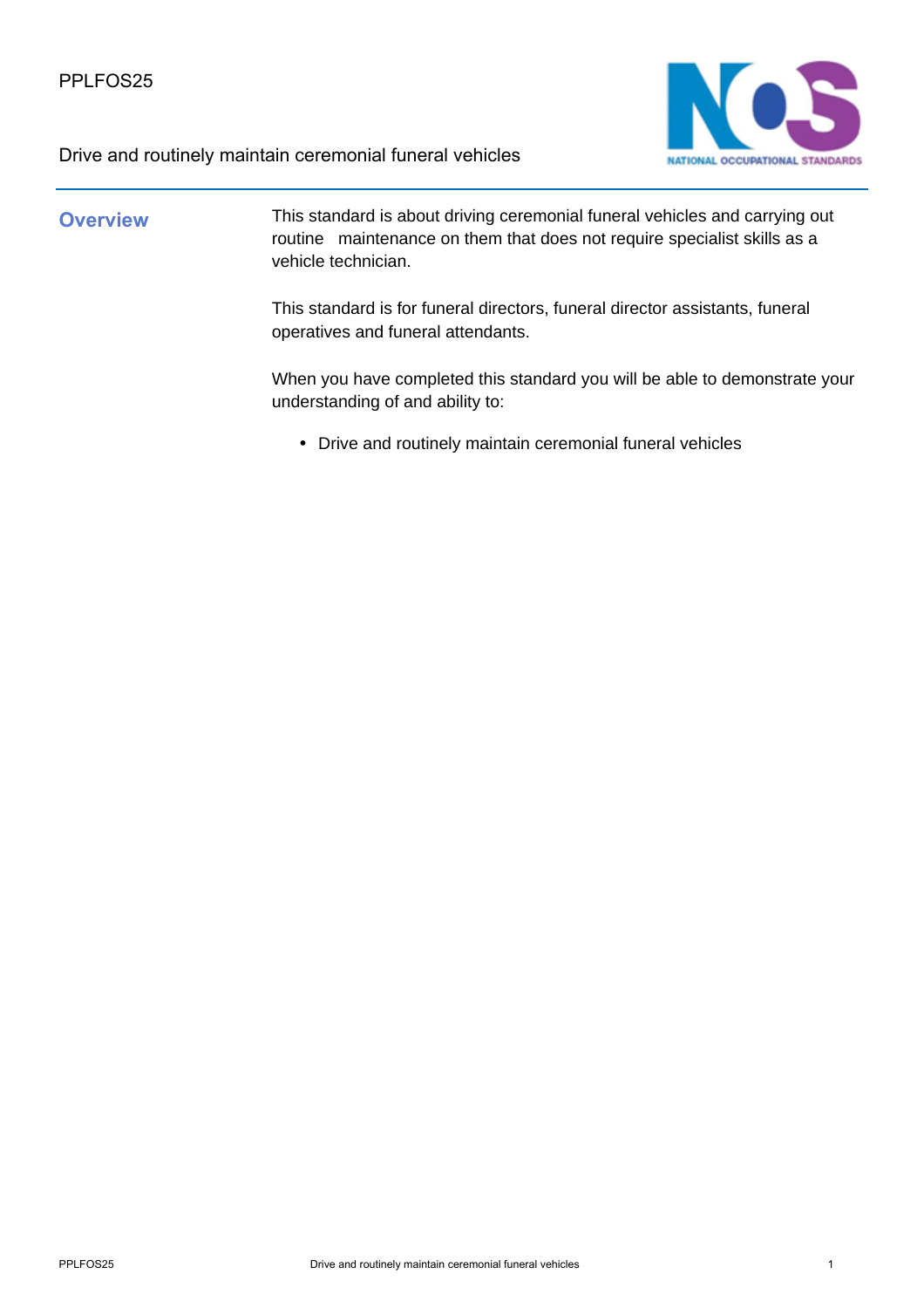PPLFOS25

# Drive and routinely maintain ceremonial funeral vehicles

## Overview

This standard is about driving ceremonial funeral vehicles and carrying out routine maintenance on them that does not require specialist skills as a vehicle technician.

This standard is for funeral directors, funeral director assistants, funeral operatives and funeral attendants.

When you have completed this standard you will be able to demonstrate your understanding of and ability to:

- Drive and routinely maintain ceremonial funeral vehicles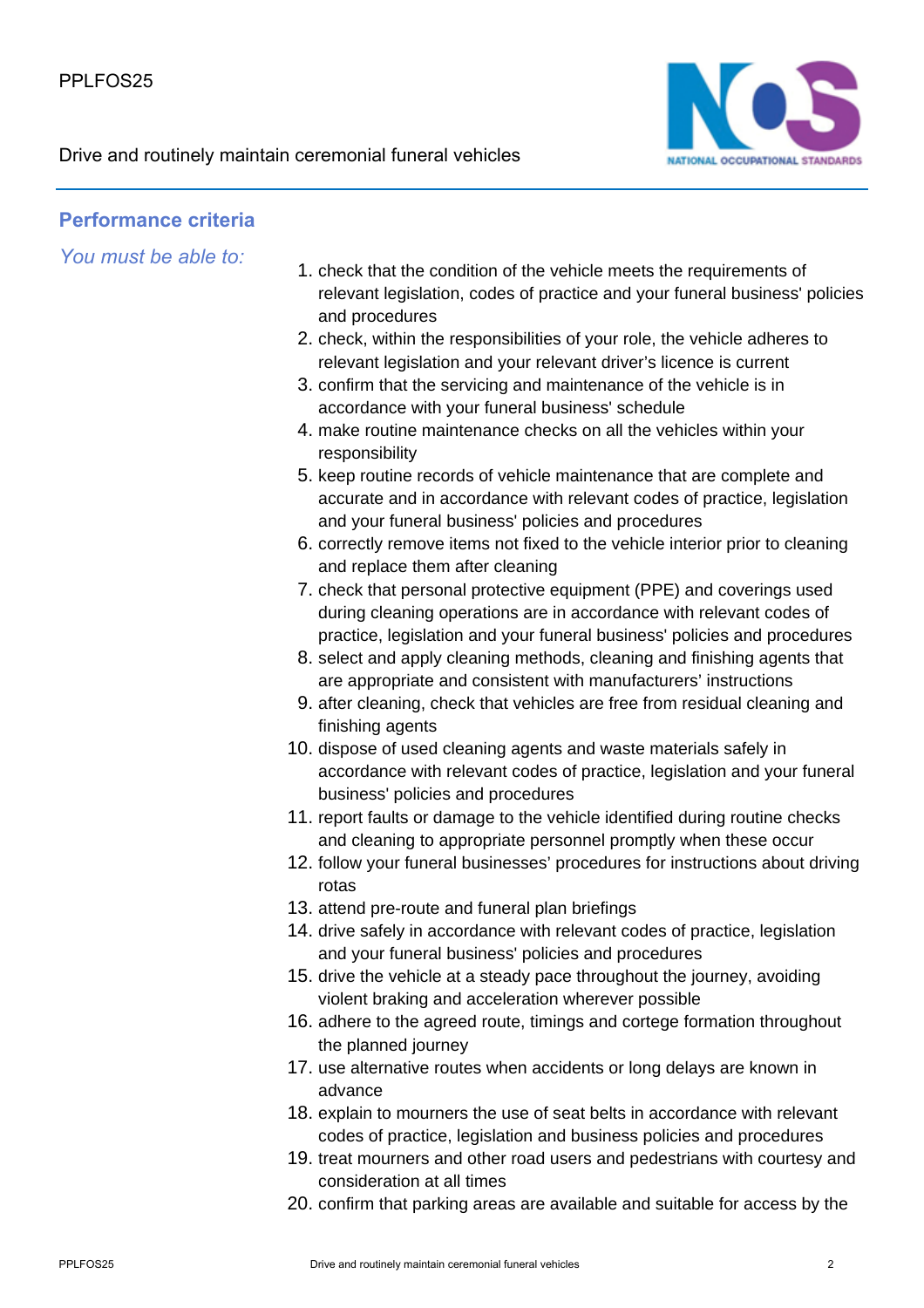## Performance criteria

*You must be able to:*

1. check that the condition of the vehicle meets the requirements of relevant legislation, codes of practice and your funeral business' policies and procedures
2. check, within the responsibilities of your role, the vehicle adheres to relevant legislation and your relevant driver's licence is current
3. confirm that the servicing and maintenance of the vehicle is in accordance with your funeral business' schedule
4. make routine maintenance checks on all the vehicles within your responsibility
5. keep routine records of vehicle maintenance that are complete and accurate and in accordance with relevant codes of practice, legislation and your funeral business' policies and procedures
6. correctly remove items not fixed to the vehicle interior prior to cleaning and replace them after cleaning
7. check that personal protective equipment (PPE) and coverings used during cleaning operations are in accordance with relevant codes of practice, legislation and your funeral business' policies and procedures
8. select and apply cleaning methods, cleaning and finishing agents that are appropriate and consistent with manufacturers' instructions
9. after cleaning, check that vehicles are free from residual cleaning and finishing agents
10. dispose of used cleaning agents and waste materials safely in accordance with relevant codes of practice, legislation and your funeral business' policies and procedures
11. report faults or damage to the vehicle identified during routine checks and cleaning to appropriate personnel promptly when these occur
12. follow your funeral businesses' procedures for instructions about driving rotas
13. attend pre-route and funeral plan briefings
14. drive safely in accordance with relevant codes of practice, legislation and your funeral business' policies and procedures
15. drive the vehicle at a steady pace throughout the journey, avoiding violent braking and acceleration wherever possible
16. adhere to the agreed route, timings and cortege formation throughout the planned journey
17. use alternative routes when accidents or long delays are known in advance
18. explain to mourners the use of seat belts in accordance with relevant codes of practice, legislation and business policies and procedures
19. treat mourners and other road users and pedestrians with courtesy and consideration at all times
20. confirm that parking areas are available and suitable for access by the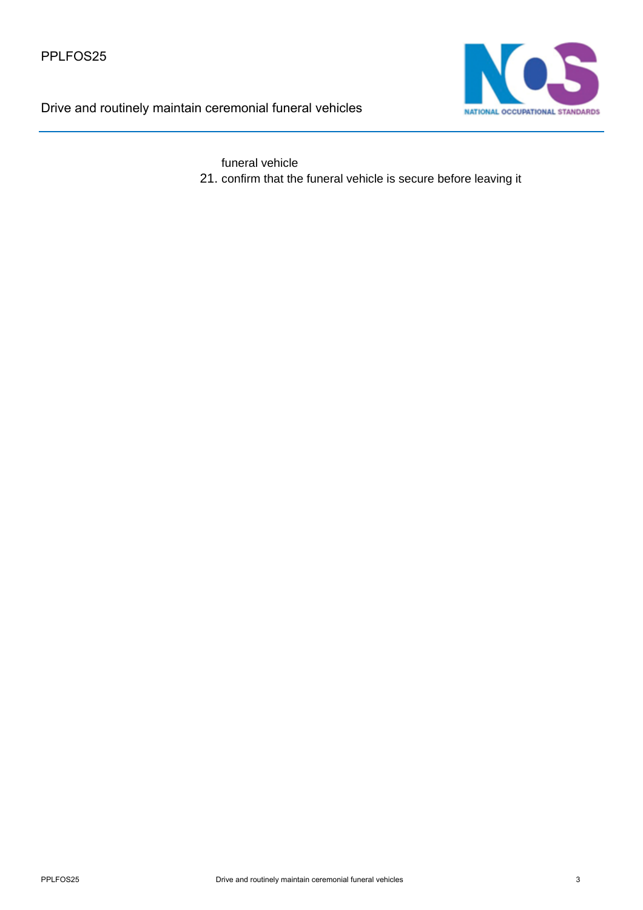funeral vehicle

21. confirm that the funeral vehicle is secure before leaving it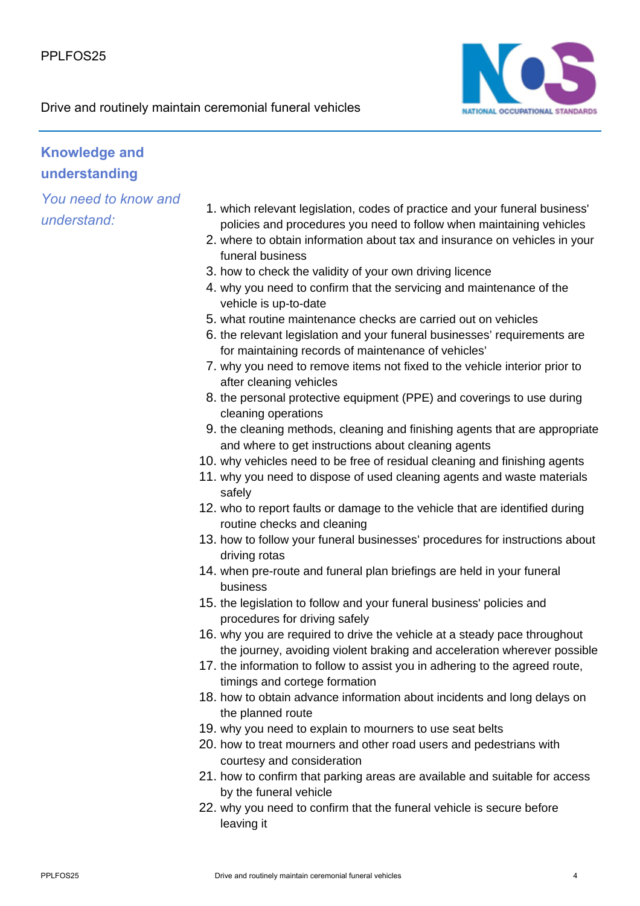## Knowledge and understanding

*You need to know and understand:*

1. which relevant legislation, codes of practice and your funeral business' policies and procedures you need to follow when maintaining vehicles
2. where to obtain information about tax and insurance on vehicles in your funeral business
3. how to check the validity of your own driving licence
4. why you need to confirm that the servicing and maintenance of the vehicle is up-to-date
5. what routine maintenance checks are carried out on vehicles
6. the relevant legislation and your funeral businesses' requirements are for maintaining records of maintenance of vehicles'
7. why you need to remove items not fixed to the vehicle interior prior to after cleaning vehicles
8. the personal protective equipment (PPE) and coverings to use during cleaning operations
9. the cleaning methods, cleaning and finishing agents that are appropriate and where to get instructions about cleaning agents
10. why vehicles need to be free of residual cleaning and finishing agents
11. why you need to dispose of used cleaning agents and waste materials safely
12. who to report faults or damage to the vehicle that are identified during routine checks and cleaning
13. how to follow your funeral businesses' procedures for instructions about driving rotas
14. when pre-route and funeral plan briefings are held in your funeral business
15. the legislation to follow and your funeral business' policies and procedures for driving safely
16. why you are required to drive the vehicle at a steady pace throughout the journey, avoiding violent braking and acceleration wherever possible
17. the information to follow to assist you in adhering to the agreed route, timings and cortege formation
18. how to obtain advance information about incidents and long delays on the planned route
19. why you need to explain to mourners to use seat belts
20. how to treat mourners and other road users and pedestrians with courtesy and consideration
21. how to confirm that parking areas are available and suitable for access by the funeral vehicle
22. why you need to confirm that the funeral vehicle is secure before leaving it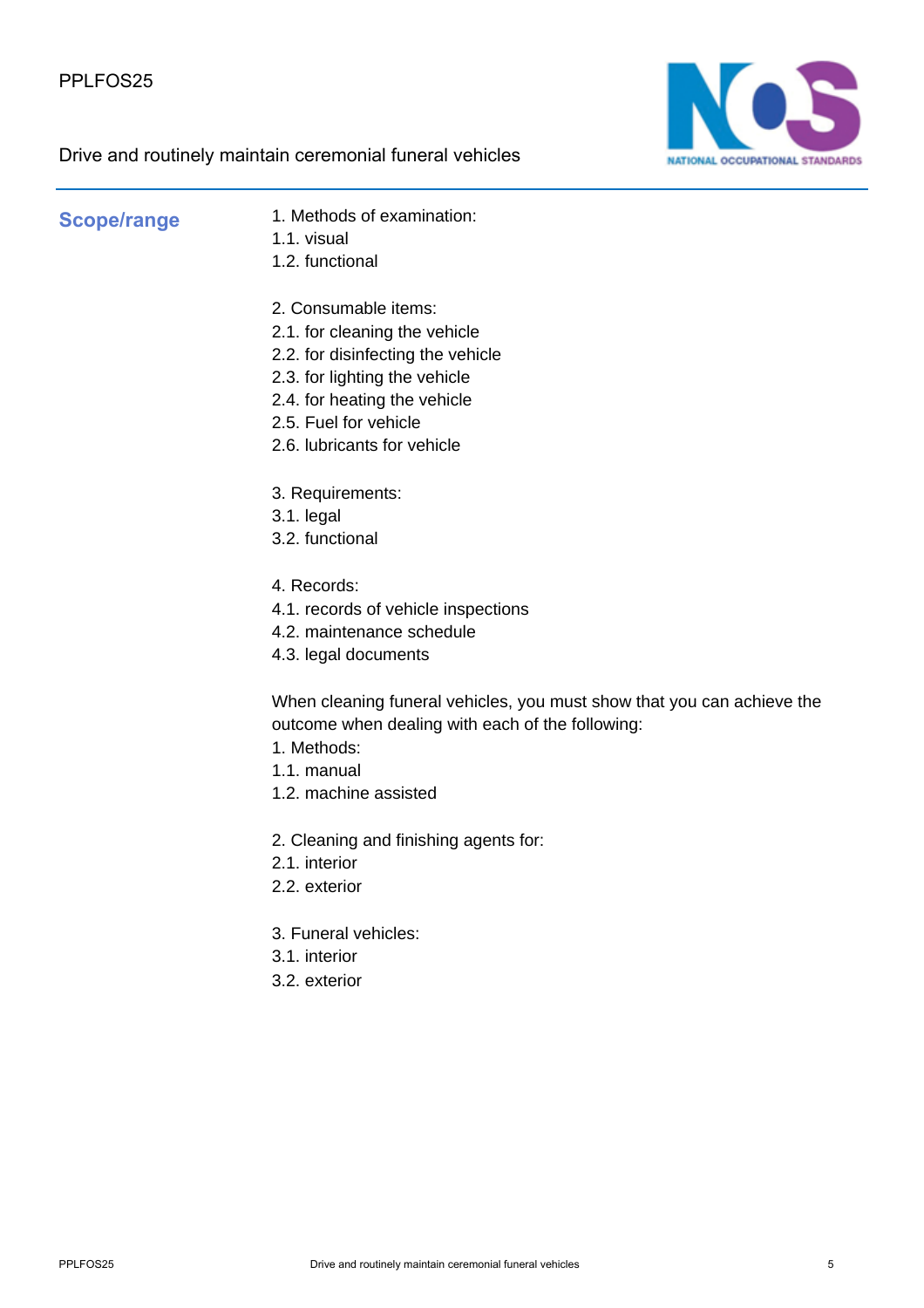## Scope/range

1. Methods of examination:
1.1. visual
1.2. functional

2. Consumable items:
2.1. for cleaning the vehicle
2.2. for disinfecting the vehicle
2.3. for lighting the vehicle
2.4. for heating the vehicle
2.5. Fuel for vehicle
2.6. lubricants for vehicle

3. Requirements:
3.1. legal
3.2. functional

4. Records:
4.1. records of vehicle inspections
4.2. maintenance schedule
4.3. legal documents

When cleaning funeral vehicles, you must show that you can achieve the outcome when dealing with each of the following:
1. Methods:
1.1. manual
1.2. machine assisted

2. Cleaning and finishing agents for:
2.1. interior
2.2. exterior

3. Funeral vehicles:
3.1. interior
3.2. exterior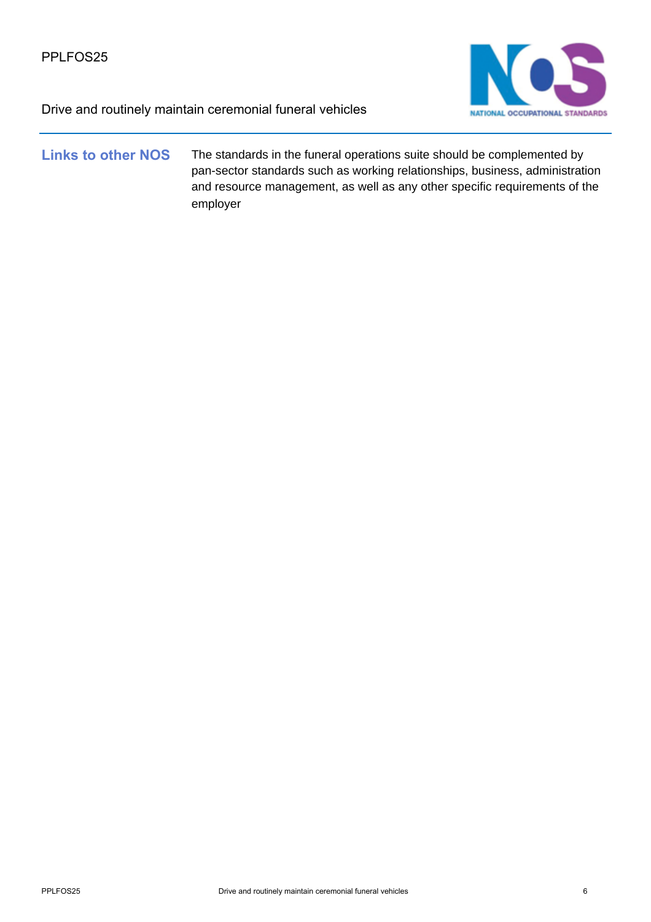## Links to other NOS

The standards in the funeral operations suite should be complemented by pan-sector standards such as working relationships, business, administration and resource management, as well as any other specific requirements of the employer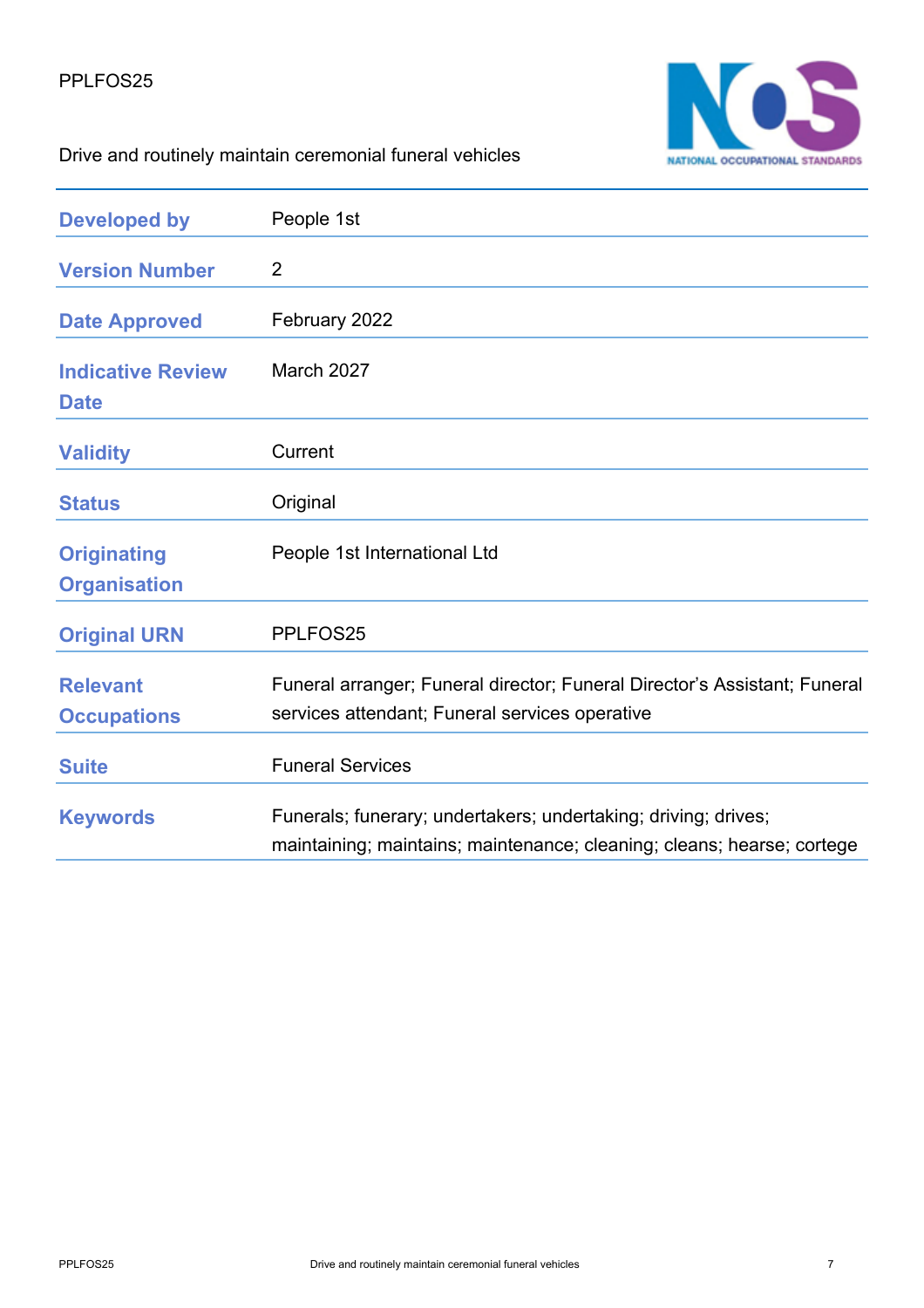PPLFOS25

Drive and routinely maintain ceremonial funeral vehicles

| | |
|---|---|
| **Developed by** | People 1st |
| **Version Number** | 2 |
| **Date Approved** | February 2022 |
| **Indicative Review Date** | March 2027 |
| **Validity** | Current |
| **Status** | Original |
| **Originating Organisation** | People 1st International Ltd |
| **Original URN** | PPLFOS25 |
| **Relevant Occupations** | Funeral arranger; Funeral director; Funeral Director's Assistant; Funeral services attendant; Funeral services operative |
| **Suite** | Funeral Services |
| **Keywords** | Funerals; funerary; undertakers; undertaking; driving; drives; maintaining; maintains; maintenance; cleaning; cleans; hearse; cortege |